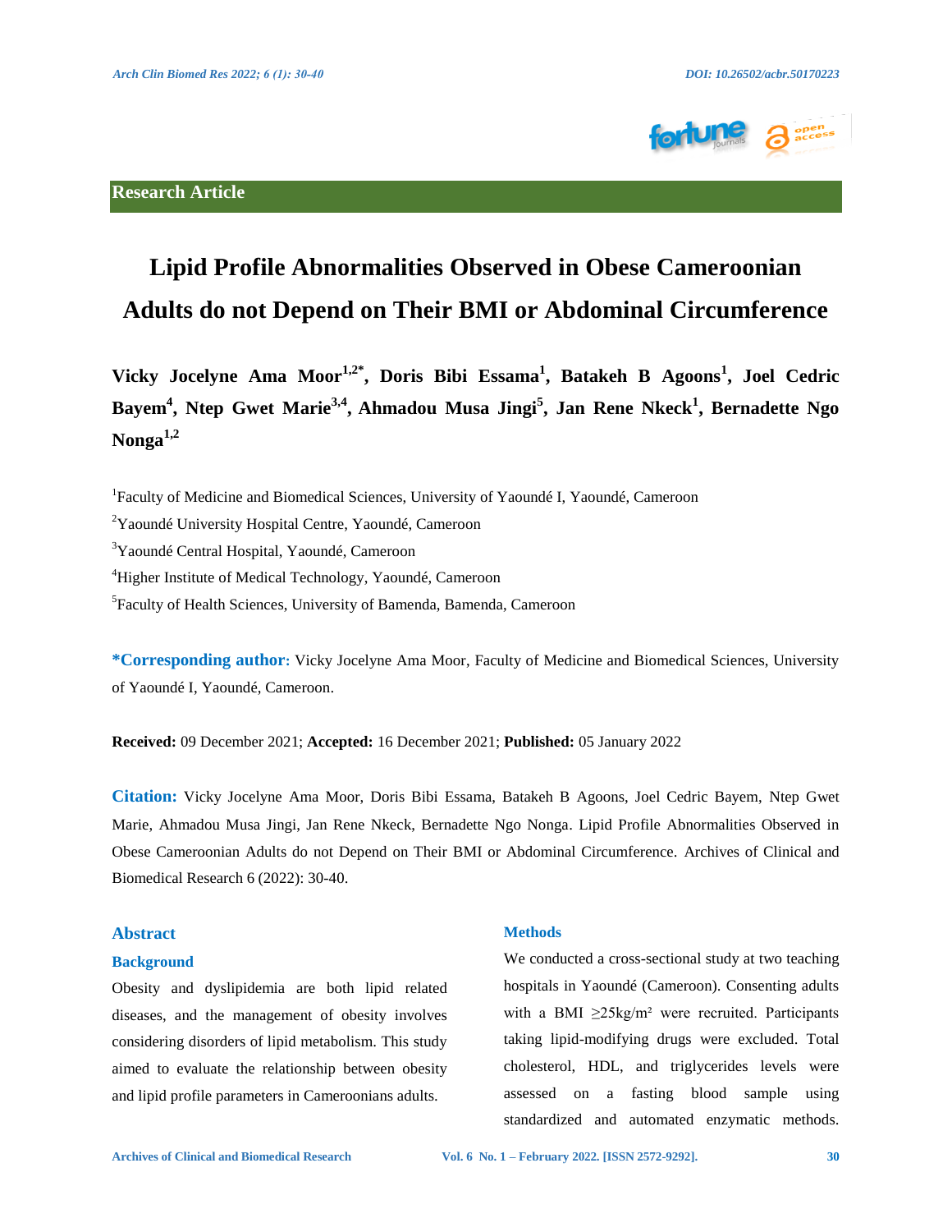Research Article

# Lipid Profile Abnormalities Observed in Obese Cameroonian Adults do not Depend on Their BMI or Abdominal Circumference

**Vicky Jocelyne Ama Moor[1,2*], Doris Bibi Essama[1], Batakeh B Agoons[1], Joel Cedric Bayem[4], Ntep Gwet Marie[3,4], Ahmadou Musa Jingi[5], Jan Rene Nkeck[1], Bernadette Ngo Nonga[1,2]**

[1]Faculty of Medicine and Biomedical Sciences, University of Yaoundé I, Yaoundé, Cameroon

[2]Yaoundé University Hospital Centre, Yaoundé, Cameroon

[3]Yaoundé Central Hospital, Yaoundé, Cameroon

[4]Higher Institute of Medical Technology, Yaoundé, Cameroon

[5]Faculty of Health Sciences, University of Bamenda, Bamenda, Cameroon

**\*Corresponding author:** Vicky Jocelyne Ama Moor, Faculty of Medicine and Biomedical Sciences, University of Yaoundé I, Yaoundé, Cameroon.

**Received:** 09 December 2021; **Accepted:** 16 December 2021; **Published:** 05 January 2022

**Citation:** Vicky Jocelyne Ama Moor, Doris Bibi Essama, Batakeh B Agoons, Joel Cedric Bayem, Ntep Gwet Marie, Ahmadou Musa Jingi, Jan Rene Nkeck, Bernadette Ngo Nonga. Lipid Profile Abnormalities Observed in Obese Cameroonian Adults do not Depend on Their BMI or Abdominal Circumference. Archives of Clinical and Biomedical Research 6 (2022): 30-40.

## Abstract

### Background

Obesity and dyslipidemia are both lipid related diseases, and the management of obesity involves considering disorders of lipid metabolism. This study aimed to evaluate the relationship between obesity and lipid profile parameters in Cameroonians adults.

### Methods

We conducted a cross-sectional study at two teaching hospitals in Yaoundé (Cameroon). Consenting adults with a BMI ≥25kg/m² were recruited. Participants taking lipid-modifying drugs were excluded. Total cholesterol, HDL, and triglycerides levels were assessed on a fasting blood sample using standardized and automated enzymatic methods.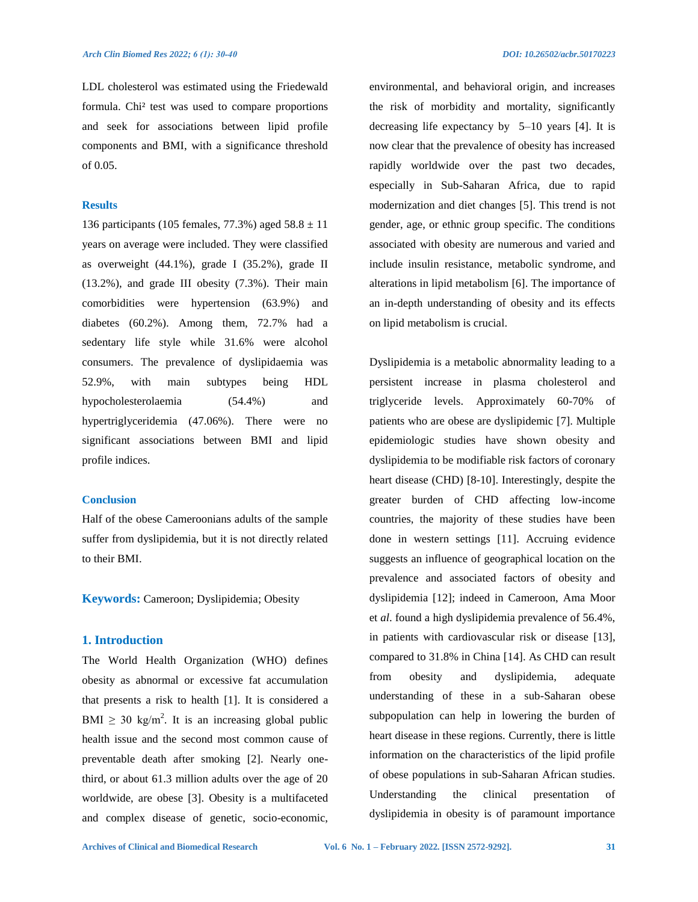LDL cholesterol was estimated using the Friedewald formula. Chi² test was used to compare proportions and seek for associations between lipid profile components and BMI, with a significance threshold of 0.05.

### Results

136 participants (105 females, 77.3%) aged 58.8 ± 11 years on average were included. They were classified as overweight (44.1%), grade I (35.2%), grade II (13.2%), and grade III obesity (7.3%). Their main comorbidities were hypertension (63.9%) and diabetes (60.2%). Among them, 72.7% had a sedentary life style while 31.6% were alcohol consumers. The prevalence of dyslipidaemia was 52.9%, with main subtypes being HDL hypocholesterolaemia (54.4%) and hypertriglyceridemia (47.06%). There were no significant associations between BMI and lipid profile indices.

### Conclusion

Half of the obese Cameroonians adults of the sample suffer from dyslipidemia, but it is not directly related to their BMI.

**Keywords:** Cameroon; Dyslipidemia; Obesity

## 1. Introduction

The World Health Organization (WHO) defines obesity as abnormal or excessive fat accumulation that presents a risk to health [1]. It is considered a BMI ≥ 30 kg/m$^2$. It is an increasing global public health issue and the second most common cause of preventable death after smoking [2]. Nearly one-third, or about 61.3 million adults over the age of 20 worldwide, are obese [3]. Obesity is a multifaceted and complex disease of genetic, socio-economic, environmental, and behavioral origin, and increases the risk of morbidity and mortality, significantly decreasing life expectancy by 5–10 years [4]. It is now clear that the prevalence of obesity has increased rapidly worldwide over the past two decades, especially in Sub-Saharan Africa, due to rapid modernization and diet changes [5]. This trend is not gender, age, or ethnic group specific. The conditions associated with obesity are numerous and varied and include insulin resistance, metabolic syndrome, and alterations in lipid metabolism [6]. The importance of an in-depth understanding of obesity and its effects on lipid metabolism is crucial.

Dyslipidemia is a metabolic abnormality leading to a persistent increase in plasma cholesterol and triglyceride levels. Approximately 60-70% of patients who are obese are dyslipidemic [7]. Multiple epidemiologic studies have shown obesity and dyslipidemia to be modifiable risk factors of coronary heart disease (CHD) [8-10]. Interestingly, despite the greater burden of CHD affecting low-income countries, the majority of these studies have been done in western settings [11]. Accruing evidence suggests an influence of geographical location on the prevalence and associated factors of obesity and dyslipidemia [12]; indeed in Cameroon, Ama Moor et *al*. found a high dyslipidemia prevalence of 56.4%, in patients with cardiovascular risk or disease [13], compared to 31.8% in China [14]. As CHD can result from obesity and dyslipidemia, adequate understanding of these in a sub-Saharan obese subpopulation can help in lowering the burden of heart disease in these regions. Currently, there is little information on the characteristics of the lipid profile of obese populations in sub-Saharan African studies. Understanding the clinical presentation of dyslipidemia in obesity is of paramount importance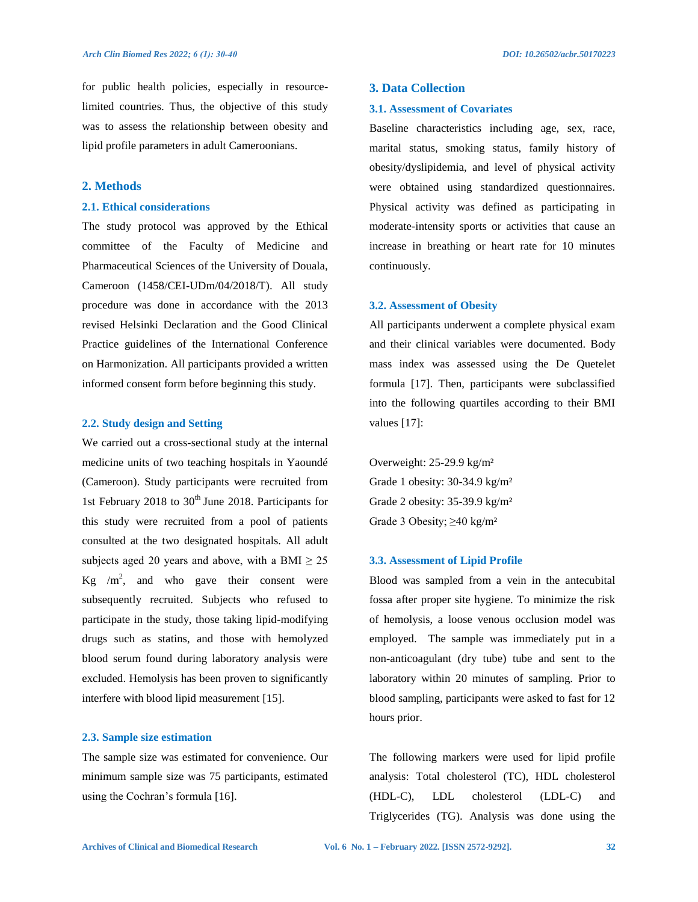for public health policies, especially in resource-limited countries. Thus, the objective of this study was to assess the relationship between obesity and lipid profile parameters in adult Cameroonians.

## 2. Methods

### 2.1. Ethical considerations

The study protocol was approved by the Ethical committee of the Faculty of Medicine and Pharmaceutical Sciences of the University of Douala, Cameroon (1458/CEI-UDm/04/2018/T). All study procedure was done in accordance with the 2013 revised Helsinki Declaration and the Good Clinical Practice guidelines of the International Conference on Harmonization. All participants provided a written informed consent form before beginning this study.

### 2.2. Study design and Setting

We carried out a cross-sectional study at the internal medicine units of two teaching hospitals in Yaoundé (Cameroon). Study participants were recruited from 1st February 2018 to 30th June 2018. Participants for this study were recruited from a pool of patients consulted at the two designated hospitals. All adult subjects aged 20 years and above, with a BMI ≥ 25 Kg /m$^2$, and who gave their consent were subsequently recruited. Subjects who refused to participate in the study, those taking lipid-modifying drugs such as statins, and those with hemolyzed blood serum found during laboratory analysis were excluded. Hemolysis has been proven to significantly interfere with blood lipid measurement [15].

### 2.3. Sample size estimation

The sample size was estimated for convenience. Our minimum sample size was 75 participants, estimated using the Cochran's formula [16].

## 3. Data Collection

### 3.1. Assessment of Covariates

Baseline characteristics including age, sex, race, marital status, smoking status, family history of obesity/dyslipidemia, and level of physical activity were obtained using standardized questionnaires. Physical activity was defined as participating in moderate-intensity sports or activities that cause an increase in breathing or heart rate for 10 minutes continuously.

### 3.2. Assessment of Obesity

All participants underwent a complete physical exam and their clinical variables were documented. Body mass index was assessed using the De Quetelet formula [17]. Then, participants were subclassified into the following quartiles according to their BMI values [17]:

Overweight: 25-29.9 kg/m²
Grade 1 obesity: 30-34.9 kg/m²
Grade 2 obesity: 35-39.9 kg/m²
Grade 3 Obesity; ≥40 kg/m²

### 3.3. Assessment of Lipid Profile

Blood was sampled from a vein in the antecubital fossa after proper site hygiene. To minimize the risk of hemolysis, a loose venous occlusion model was employed. The sample was immediately put in a non-anticoagulant (dry tube) tube and sent to the laboratory within 20 minutes of sampling. Prior to blood sampling, participants were asked to fast for 12 hours prior.

The following markers were used for lipid profile analysis: Total cholesterol (TC), HDL cholesterol (HDL-C), LDL cholesterol (LDL-C) and Triglycerides (TG). Analysis was done using the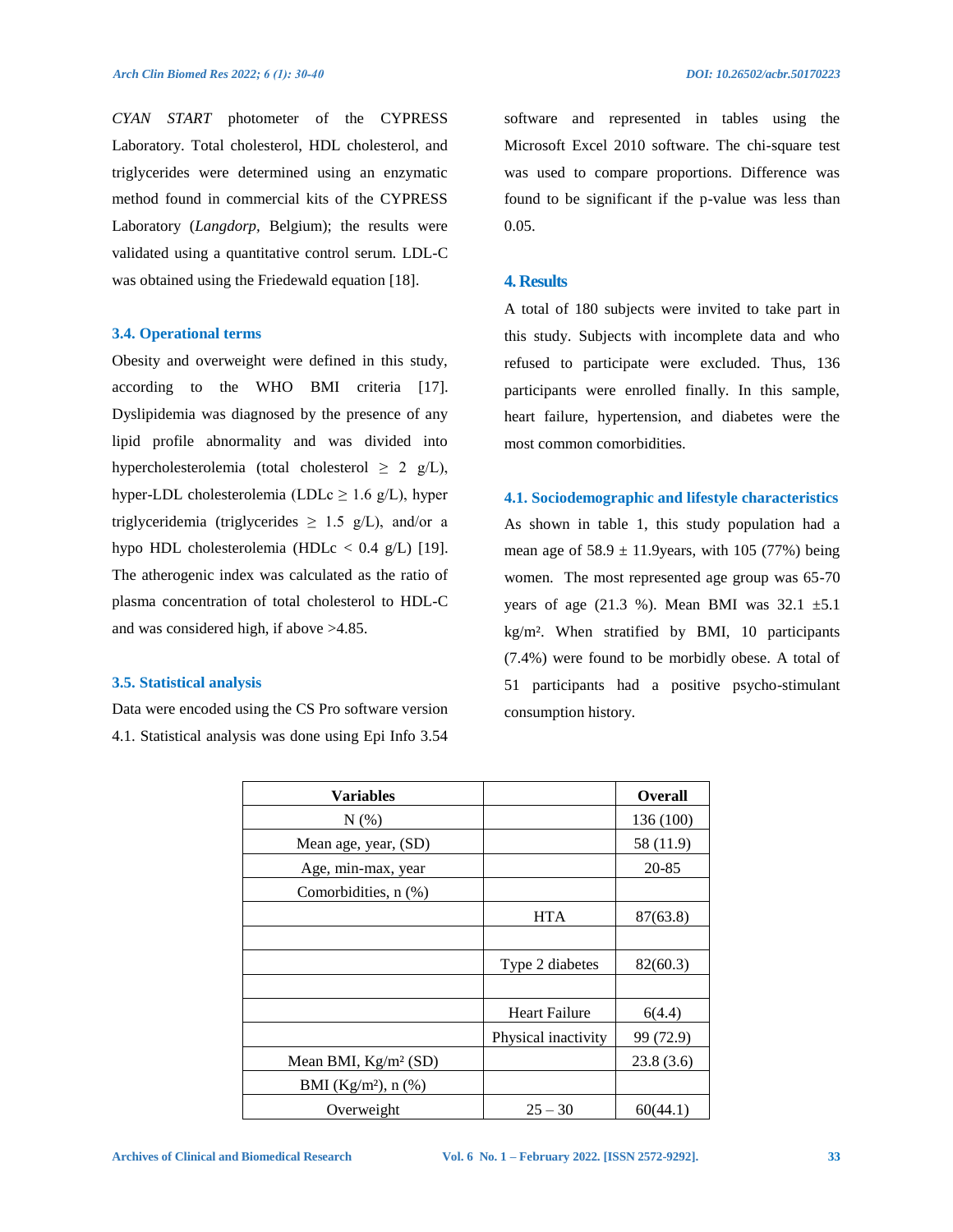*CYAN START* photometer of the CYPRESS Laboratory. Total cholesterol, HDL cholesterol, and triglycerides were determined using an enzymatic method found in commercial kits of the CYPRESS Laboratory (*Langdorp*, Belgium); the results were validated using a quantitative control serum. LDL-C was obtained using the Friedewald equation [18].

### 3.4. Operational terms

Obesity and overweight were defined in this study, according to the WHO BMI criteria [17]. Dyslipidemia was diagnosed by the presence of any lipid profile abnormality and was divided into hypercholesterolemia (total cholesterol $\geq$ 2 g/L), hyper-LDL cholesterolemia (LDLc $\geq$ 1.6 g/L), hyper triglyceridemia (triglycerides $\geq$ 1.5 g/L), and/or a hypo HDL cholesterolemia (HDLc < 0.4 g/L) [19]. The atherogenic index was calculated as the ratio of plasma concentration of total cholesterol to HDL-C and was considered high, if above >4.85.

### 3.5. Statistical analysis

Data were encoded using the CS Pro software version 4.1. Statistical analysis was done using Epi Info 3.54 software and represented in tables using the Microsoft Excel 2010 software. The chi-square test was used to compare proportions. Difference was found to be significant if the p-value was less than 0.05.

## 4. Results

A total of 180 subjects were invited to take part in this study. Subjects with incomplete data and who refused to participate were excluded. Thus, 136 participants were enrolled finally. In this sample, heart failure, hypertension, and diabetes were the most common comorbidities.

### 4.1. Sociodemographic and lifestyle characteristics

As shown in table 1, this study population had a mean age of 58.9 ± 11.9years, with 105 (77%) being women. The most represented age group was 65-70 years of age (21.3 %). Mean BMI was 32.1 ±5.1 kg/m². When stratified by BMI, 10 participants (7.4%) were found to be morbidly obese. A total of 51 participants had a positive psycho-stimulant consumption history.

| Variables | | Overall |
|---|---|---|
| N (%) | | 136 (100) |
| Mean age, year, (SD) | | 58 (11.9) |
| Age, min-max, year | | 20-85 |
| Comorbidities, n (%) | | |
| | HTA | 87(63.8) |
| | | |
| | Type 2 diabetes | 82(60.3) |
| | | |
| | Heart Failure | 6(4.4) |
| | Physical inactivity | 99 (72.9) |
| Mean BMI, Kg/m² (SD) | | 23.8 (3.6) |
| BMI (Kg/m²), n (%) | | |
| Overweight | 25 – 30 | 60(44.1) |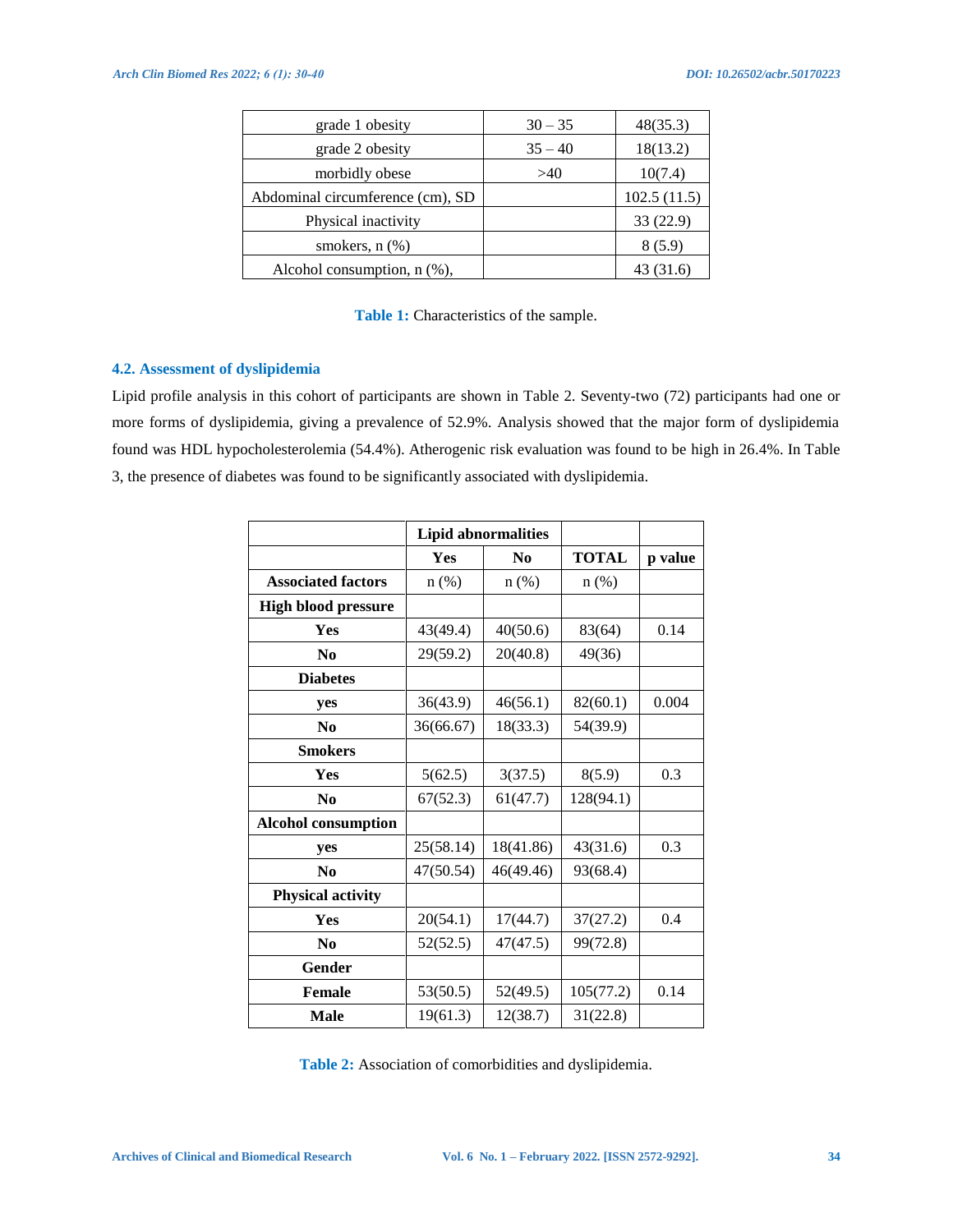| grade 1 obesity | 30 – 35 | 48(35.3) |
|---|---|---|
| grade 2 obesity | 35 – 40 | 18(13.2) |
| morbidly obese | >40 | 10(7.4) |
| Abdominal circumference (cm), SD | | 102.5 (11.5) |
| Physical inactivity | | 33 (22.9) |
| smokers, n (%) | | 8 (5.9) |
| Alcohol consumption, n (%), | | 43 (31.6) |

**Table 1:** Characteristics of the sample.

### 4.2. Assessment of dyslipidemia

Lipid profile analysis in this cohort of participants are shown in Table 2. Seventy-two (72) participants had one or more forms of dyslipidemia, giving a prevalence of 52.9%. Analysis showed that the major form of dyslipidemia found was HDL hypocholesterolemia (54.4%). Atherogenic risk evaluation was found to be high in 26.4%. In Table 3, the presence of diabetes was found to be significantly associated with dyslipidemia.

| | **Lipid abnormalities** | | | |
|---|---|---|---|---|
| | **Yes** | **No** | **TOTAL** | **p value** |
| **Associated factors** | n (%) | n (%) | n (%) | |
| **High blood pressure** | | | | |
| **Yes** | 43(49.4) | 40(50.6) | 83(64) | 0.14 |
| **No** | 29(59.2) | 20(40.8) | 49(36) | |
| **Diabetes** | | | | |
| **yes** | 36(43.9) | 46(56.1) | 82(60.1) | 0.004 |
| **No** | 36(66.67) | 18(33.3) | 54(39.9) | |
| **Smokers** | | | | |
| **Yes** | 5(62.5) | 3(37.5) | 8(5.9) | 0.3 |
| **No** | 67(52.3) | 61(47.7) | 128(94.1) | |
| **Alcohol consumption** | | | | |
| **yes** | 25(58.14) | 18(41.86) | 43(31.6) | 0.3 |
| **No** | 47(50.54) | 46(49.46) | 93(68.4) | |
| **Physical activity** | | | | |
| **Yes** | 20(54.1) | 17(44.7) | 37(27.2) | 0.4 |
| **No** | 52(52.5) | 47(47.5) | 99(72.8) | |
| **Gender** | | | | |
| **Female** | 53(50.5) | 52(49.5) | 105(77.2) | 0.14 |
| **Male** | 19(61.3) | 12(38.7) | 31(22.8) | |

**Table 2:** Association of comorbidities and dyslipidemia.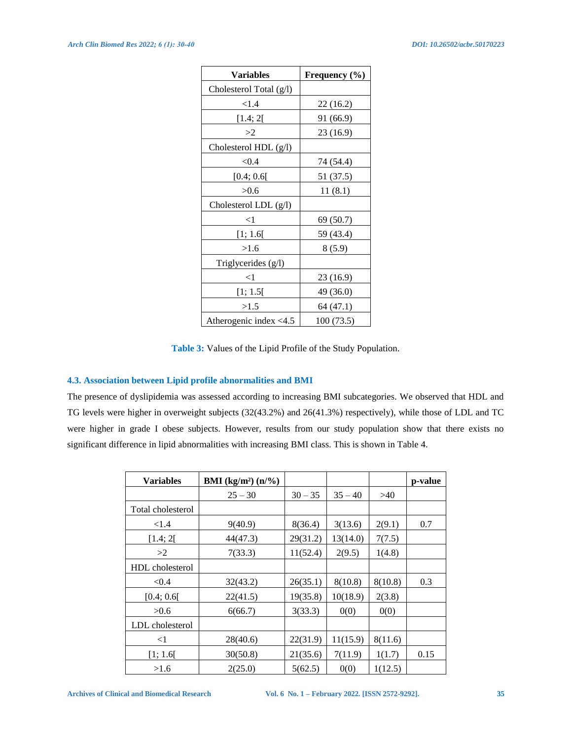| Variables | Frequency (%) |
|---|---|
| Cholesterol Total (g/l) | |
| <1.4 | 22 (16.2) |
| [1.4; 2[ | 91 (66.9) |
| >2 | 23 (16.9) |
| Cholesterol HDL (g/l) | |
| <0.4 | 74 (54.4) |
| [0.4; 0.6[ | 51 (37.5) |
| >0.6 | 11 (8.1) |
| Cholesterol LDL (g/l) | |
| <1 | 69 (50.7) |
| [1; 1.6[ | 59 (43.4) |
| >1.6 | 8 (5.9) |
| Triglycerides (g/l) | |
| <1 | 23 (16.9) |
| [1; 1.5[ | 49 (36.0) |
| >1.5 | 64 (47.1) |
| Atherogenic index <4.5 | 100 (73.5) |

**Table 3:** Values of the Lipid Profile of the Study Population.

### 4.3. Association between Lipid profile abnormalities and BMI

The presence of dyslipidemia was assessed according to increasing BMI subcategories. We observed that HDL and TG levels were higher in overweight subjects (32(43.2%) and 26(41.3%) respectively), while those of LDL and TC were higher in grade I obese subjects. However, results from our study population show that there exists no significant difference in lipid abnormalities with increasing BMI class. This is shown in Table 4.

| Variables | BMI (kg/m²) (n/%) | | | | p-value |
|---|---|---|---|---|---|
| | 25 – 30 | 30 – 35 | 35 – 40 | >40 | |
| Total cholesterol | | | | | |
| <1.4 | 9(40.9) | 8(36.4) | 3(13.6) | 2(9.1) | 0.7 |
| [1.4; 2[ | 44(47.3) | 29(31.2) | 13(14.0) | 7(7.5) | |
| >2 | 7(33.3) | 11(52.4) | 2(9.5) | 1(4.8) | |
| HDL cholesterol | | | | | |
| <0.4 | 32(43.2) | 26(35.1) | 8(10.8) | 8(10.8) | 0.3 |
| [0.4; 0.6[ | 22(41.5) | 19(35.8) | 10(18.9) | 2(3.8) | |
| >0.6 | 6(66.7) | 3(33.3) | 0(0) | 0(0) | |
| LDL cholesterol | | | | | |
| <1 | 28(40.6) | 22(31.9) | 11(15.9) | 8(11.6) | |
| [1; 1.6[ | 30(50.8) | 21(35.6) | 7(11.9) | 1(1.7) | 0.15 |
| >1.6 | 2(25.0) | 5(62.5) | 0(0) | 1(12.5) | |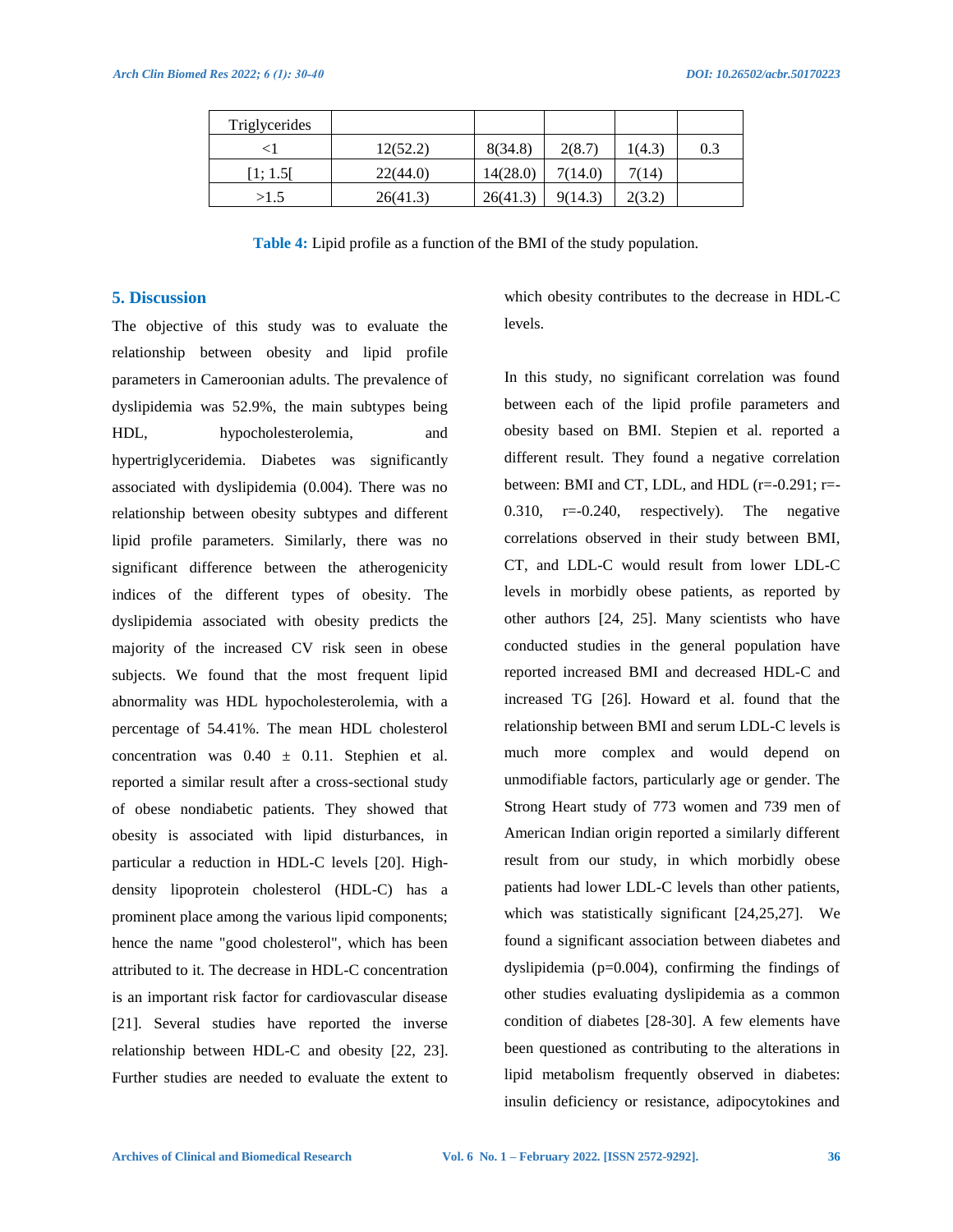| Triglycerides | | | | | |
|---|---|---|---|---|---|
| <1 | 12(52.2) | 8(34.8) | 2(8.7) | 1(4.3) | 0.3 |
| [1; 1.5[ | 22(44.0) | 14(28.0) | 7(14.0) | 7(14) | |
| >1.5 | 26(41.3) | 26(41.3) | 9(14.3) | 2(3.2) | |

**Table 4:** Lipid profile as a function of the BMI of the study population.

## 5. Discussion

The objective of this study was to evaluate the relationship between obesity and lipid profile parameters in Cameroonian adults. The prevalence of dyslipidemia was 52.9%, the main subtypes being HDL, hypocholesterolemia, and hypertriglyceridemia. Diabetes was significantly associated with dyslipidemia (0.004). There was no relationship between obesity subtypes and different lipid profile parameters. Similarly, there was no significant difference between the atherogenicity indices of the different types of obesity. The dyslipidemia associated with obesity predicts the majority of the increased CV risk seen in obese subjects. We found that the most frequent lipid abnormality was HDL hypocholesterolemia, with a percentage of 54.41%. The mean HDL cholesterol concentration was 0.40 ± 0.11. Stephien et al. reported a similar result after a cross-sectional study of obese nondiabetic patients. They showed that obesity is associated with lipid disturbances, in particular a reduction in HDL-C levels [20]. High-density lipoprotein cholesterol (HDL-C) has a prominent place among the various lipid components; hence the name "good cholesterol", which has been attributed to it. The decrease in HDL-C concentration is an important risk factor for cardiovascular disease [21]. Several studies have reported the inverse relationship between HDL-C and obesity [22, 23]. Further studies are needed to evaluate the extent to which obesity contributes to the decrease in HDL-C levels.

In this study, no significant correlation was found between each of the lipid profile parameters and obesity based on BMI. Stepien et al. reported a different result. They found a negative correlation between: BMI and CT, LDL, and HDL (r=-0.291; r=-0.310, r=-0.240, respectively). The negative correlations observed in their study between BMI, CT, and LDL-C would result from lower LDL-C levels in morbidly obese patients, as reported by other authors [24, 25]. Many scientists who have conducted studies in the general population have reported increased BMI and decreased HDL-C and increased TG [26]. Howard et al. found that the relationship between BMI and serum LDL-C levels is much more complex and would depend on unmodifiable factors, particularly age or gender. The Strong Heart study of 773 women and 739 men of American Indian origin reported a similarly different result from our study, in which morbidly obese patients had lower LDL-C levels than other patients, which was statistically significant [24,25,27]. We found a significant association between diabetes and dyslipidemia (p=0.004), confirming the findings of other studies evaluating dyslipidemia as a common condition of diabetes [28-30]. A few elements have been questioned as contributing to the alterations in lipid metabolism frequently observed in diabetes: insulin deficiency or resistance, adipocytokines and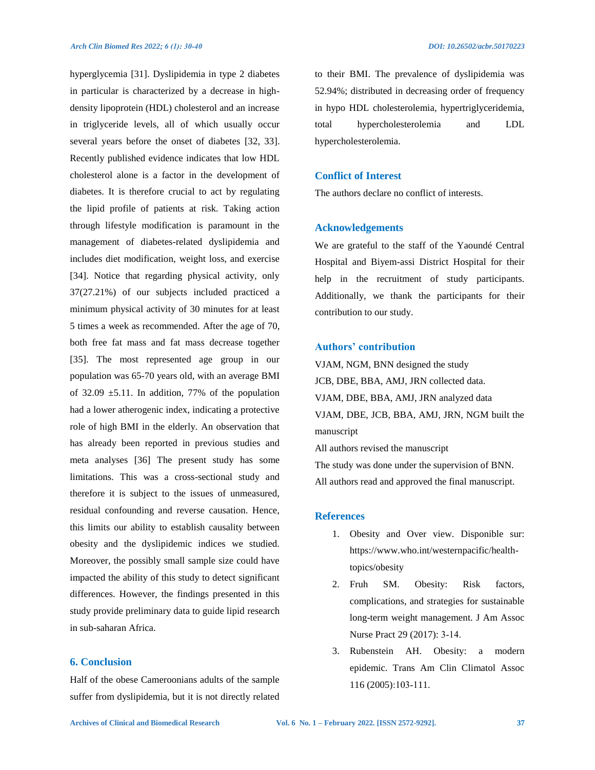hyperglycemia [31]. Dyslipidemia in type 2 diabetes in particular is characterized by a decrease in high-density lipoprotein (HDL) cholesterol and an increase in triglyceride levels, all of which usually occur several years before the onset of diabetes [32, 33]. Recently published evidence indicates that low HDL cholesterol alone is a factor in the development of diabetes. It is therefore crucial to act by regulating the lipid profile of patients at risk. Taking action through lifestyle modification is paramount in the management of diabetes-related dyslipidemia and includes diet modification, weight loss, and exercise [34]. Notice that regarding physical activity, only 37(27.21%) of our subjects included practiced a minimum physical activity of 30 minutes for at least 5 times a week as recommended. After the age of 70, both free fat mass and fat mass decrease together [35]. The most represented age group in our population was 65-70 years old, with an average BMI of 32.09 ±5.11. In addition, 77% of the population had a lower atherogenic index, indicating a protective role of high BMI in the elderly. An observation that has already been reported in previous studies and meta analyses [36] The present study has some limitations. This was a cross-sectional study and therefore it is subject to the issues of unmeasured, residual confounding and reverse causation. Hence, this limits our ability to establish causality between obesity and the dyslipidemic indices we studied. Moreover, the possibly small sample size could have impacted the ability of this study to detect significant differences. However, the findings presented in this study provide preliminary data to guide lipid research in sub-saharan Africa.

## 6. Conclusion

Half of the obese Cameroonians adults of the sample suffer from dyslipidemia, but it is not directly related to their BMI. The prevalence of dyslipidemia was 52.94%; distributed in decreasing order of frequency in hypo HDL cholesterolemia, hypertriglyceridemia, total hypercholesterolemia and LDL hypercholesterolemia.

## Conflict of Interest

The authors declare no conflict of interests.

## Acknowledgements

We are grateful to the staff of the Yaoundé Central Hospital and Biyem-assi District Hospital for their help in the recruitment of study participants. Additionally, we thank the participants for their contribution to our study.

## Authors' contribution

VJAM, NGM, BNN designed the study

JCB, DBE, BBA, AMJ, JRN collected data.

VJAM, DBE, BBA, AMJ, JRN analyzed data

VJAM, DBE, JCB, BBA, AMJ, JRN, NGM built the manuscript

All authors revised the manuscript

The study was done under the supervision of BNN.

All authors read and approved the final manuscript.

## References

1. Obesity and Over view. Disponible sur: https://www.who.int/westernpacific/health-topics/obesity
2. Fruh SM. Obesity: Risk factors, complications, and strategies for sustainable long-term weight management. J Am Assoc Nurse Pract 29 (2017): 3-14.
3. Rubenstein AH. Obesity: a modern epidemic. Trans Am Clin Climatol Assoc 116 (2005):103-111.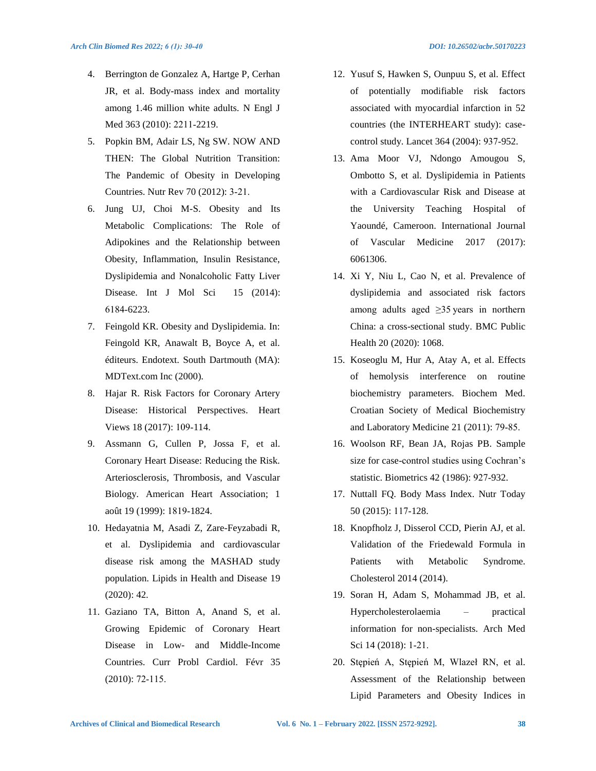4. Berrington de Gonzalez A, Hartge P, Cerhan JR, et al. Body-mass index and mortality among 1.46 million white adults. N Engl J Med 363 (2010): 2211-2219.
5. Popkin BM, Adair LS, Ng SW. NOW AND THEN: The Global Nutrition Transition: The Pandemic of Obesity in Developing Countries. Nutr Rev 70 (2012): 3-21.
6. Jung UJ, Choi M-S. Obesity and Its Metabolic Complications: The Role of Adipokines and the Relationship between Obesity, Inflammation, Insulin Resistance, Dyslipidemia and Nonalcoholic Fatty Liver Disease. Int J Mol Sci 15 (2014): 6184-6223.
7. Feingold KR. Obesity and Dyslipidemia. In: Feingold KR, Anawalt B, Boyce A, et al. éditeurs. Endotext. South Dartmouth (MA): MDText.com Inc (2000).
8. Hajar R. Risk Factors for Coronary Artery Disease: Historical Perspectives. Heart Views 18 (2017): 109-114.
9. Assmann G, Cullen P, Jossa F, et al. Coronary Heart Disease: Reducing the Risk. Arteriosclerosis, Thrombosis, and Vascular Biology. American Heart Association; 1 août 19 (1999): 1819-1824.
10. Hedayatnia M, Asadi Z, Zare-Feyzabadi R, et al. Dyslipidemia and cardiovascular disease risk among the MASHAD study population. Lipids in Health and Disease 19 (2020): 42.
11. Gaziano TA, Bitton A, Anand S, et al. Growing Epidemic of Coronary Heart Disease in Low- and Middle-Income Countries. Curr Probl Cardiol. Févr 35 (2010): 72-115.
12. Yusuf S, Hawken S, Ounpuu S, et al. Effect of potentially modifiable risk factors associated with myocardial infarction in 52 countries (the INTERHEART study): case-control study. Lancet 364 (2004): 937-952.
13. Ama Moor VJ, Ndongo Amougou S, Ombotto S, et al. Dyslipidemia in Patients with a Cardiovascular Risk and Disease at the University Teaching Hospital of Yaoundé, Cameroon. International Journal of Vascular Medicine 2017 (2017): 6061306.
14. Xi Y, Niu L, Cao N, et al. Prevalence of dyslipidemia and associated risk factors among adults aged ≥35 years in northern China: a cross-sectional study. BMC Public Health 20 (2020): 1068.
15. Koseoglu M, Hur A, Atay A, et al. Effects of hemolysis interference on routine biochemistry parameters. Biochem Med. Croatian Society of Medical Biochemistry and Laboratory Medicine 21 (2011): 79-85.
16. Woolson RF, Bean JA, Rojas PB. Sample size for case-control studies using Cochran's statistic. Biometrics 42 (1986): 927-932.
17. Nuttall FQ. Body Mass Index. Nutr Today 50 (2015): 117-128.
18. Knopfholz J, Disserol CCD, Pierin AJ, et al. Validation of the Friedewald Formula in Patients with Metabolic Syndrome. Cholesterol 2014 (2014).
19. Soran H, Adam S, Mohammad JB, et al. Hypercholesterolaemia – practical information for non-specialists. Arch Med Sci 14 (2018): 1-21.
20. Stępień A, Stępień M, Wlazeł RN, et al. Assessment of the Relationship between Lipid Parameters and Obesity Indices in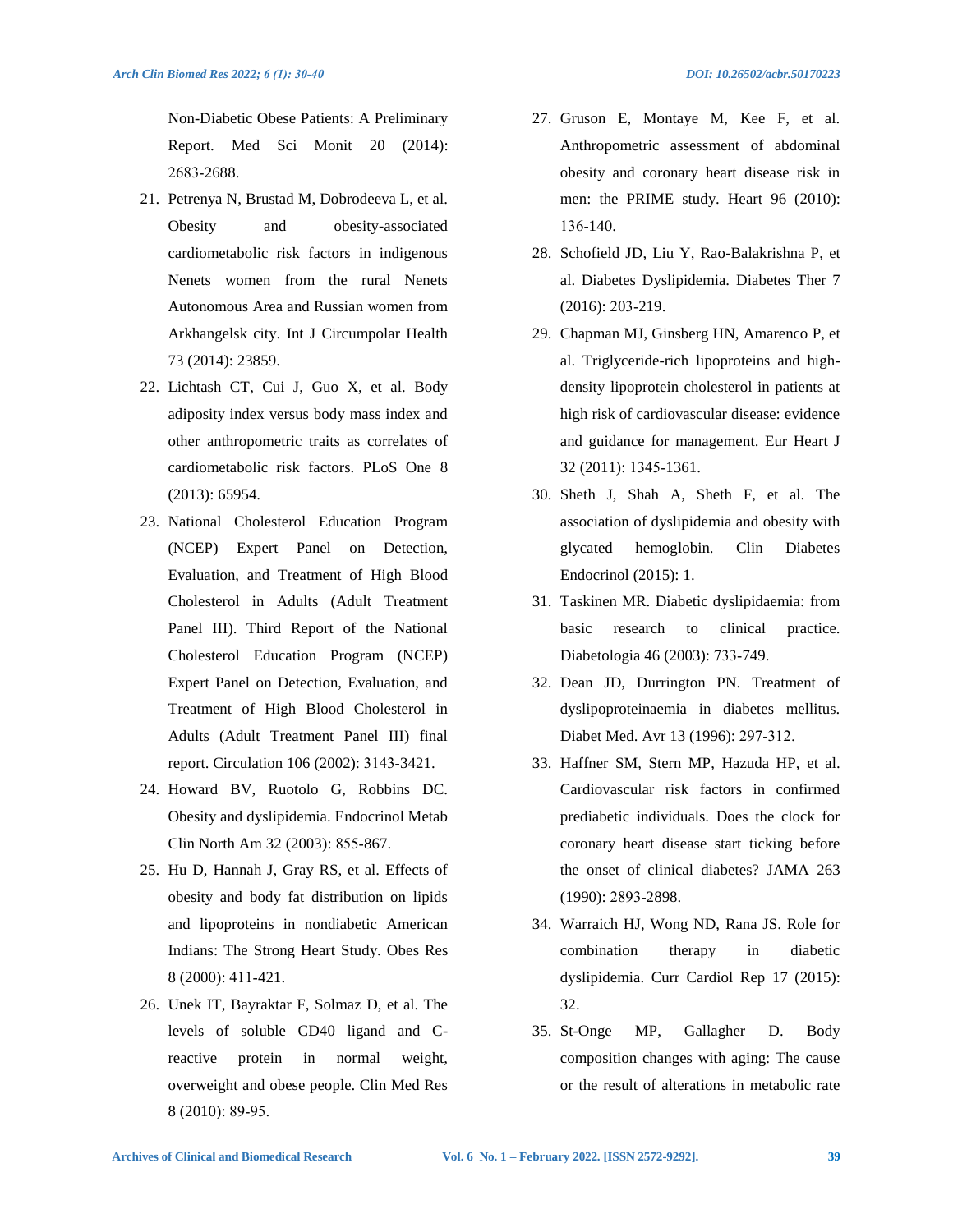Non-Diabetic Obese Patients: A Preliminary Report. Med Sci Monit 20 (2014): 2683-2688.

21. Petrenya N, Brustad M, Dobrodeeva L, et al. Obesity and obesity-associated cardiometabolic risk factors in indigenous Nenets women from the rural Nenets Autonomous Area and Russian women from Arkhangelsk city. Int J Circumpolar Health 73 (2014): 23859.
22. Lichtash CT, Cui J, Guo X, et al. Body adiposity index versus body mass index and other anthropometric traits as correlates of cardiometabolic risk factors. PLoS One 8 (2013): 65954.
23. National Cholesterol Education Program (NCEP) Expert Panel on Detection, Evaluation, and Treatment of High Blood Cholesterol in Adults (Adult Treatment Panel III). Third Report of the National Cholesterol Education Program (NCEP) Expert Panel on Detection, Evaluation, and Treatment of High Blood Cholesterol in Adults (Adult Treatment Panel III) final report. Circulation 106 (2002): 3143-3421.
24. Howard BV, Ruotolo G, Robbins DC. Obesity and dyslipidemia. Endocrinol Metab Clin North Am 32 (2003): 855-867.
25. Hu D, Hannah J, Gray RS, et al. Effects of obesity and body fat distribution on lipids and lipoproteins in nondiabetic American Indians: The Strong Heart Study. Obes Res 8 (2000): 411-421.
26. Unek IT, Bayraktar F, Solmaz D, et al. The levels of soluble CD40 ligand and C-reactive protein in normal weight, overweight and obese people. Clin Med Res 8 (2010): 89-95.
27. Gruson E, Montaye M, Kee F, et al. Anthropometric assessment of abdominal obesity and coronary heart disease risk in men: the PRIME study. Heart 96 (2010): 136-140.
28. Schofield JD, Liu Y, Rao-Balakrishna P, et al. Diabetes Dyslipidemia. Diabetes Ther 7 (2016): 203-219.
29. Chapman MJ, Ginsberg HN, Amarenco P, et al. Triglyceride-rich lipoproteins and high-density lipoprotein cholesterol in patients at high risk of cardiovascular disease: evidence and guidance for management. Eur Heart J 32 (2011): 1345-1361.
30. Sheth J, Shah A, Sheth F, et al. The association of dyslipidemia and obesity with glycated hemoglobin. Clin Diabetes Endocrinol (2015): 1.
31. Taskinen MR. Diabetic dyslipidaemia: from basic research to clinical practice. Diabetologia 46 (2003): 733-749.
32. Dean JD, Durrington PN. Treatment of dyslipoproteinaemia in diabetes mellitus. Diabet Med. Avr 13 (1996): 297-312.
33. Haffner SM, Stern MP, Hazuda HP, et al. Cardiovascular risk factors in confirmed prediabetic individuals. Does the clock for coronary heart disease start ticking before the onset of clinical diabetes? JAMA 263 (1990): 2893-2898.
34. Warraich HJ, Wong ND, Rana JS. Role for combination therapy in diabetic dyslipidemia. Curr Cardiol Rep 17 (2015): 32.
35. St-Onge MP, Gallagher D. Body composition changes with aging: The cause or the result of alterations in metabolic rate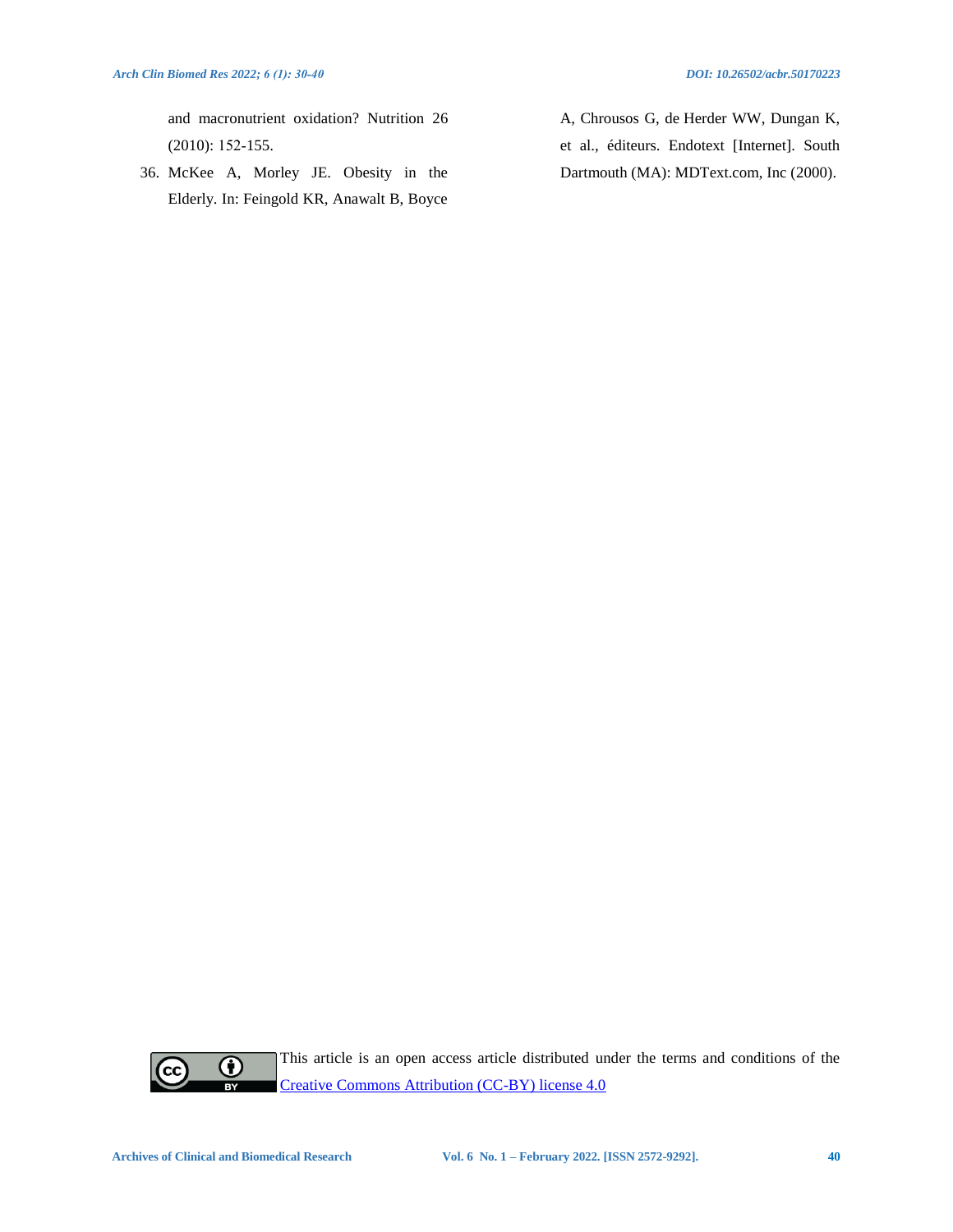and macronutrient oxidation? Nutrition 26 (2010): 152-155.

36. McKee A, Morley JE. Obesity in the Elderly. In: Feingold KR, Anawalt B, Boyce A, Chrousos G, de Herder WW, Dungan K, et al., éditeurs. Endotext [Internet]. South Dartmouth (MA): MDText.com, Inc (2000).

This article is an open access article distributed under the terms and conditions of the [Creative Commons Attribution (CC-BY) license 4.0](https://creativecommons.org/licenses/by/4.0/)